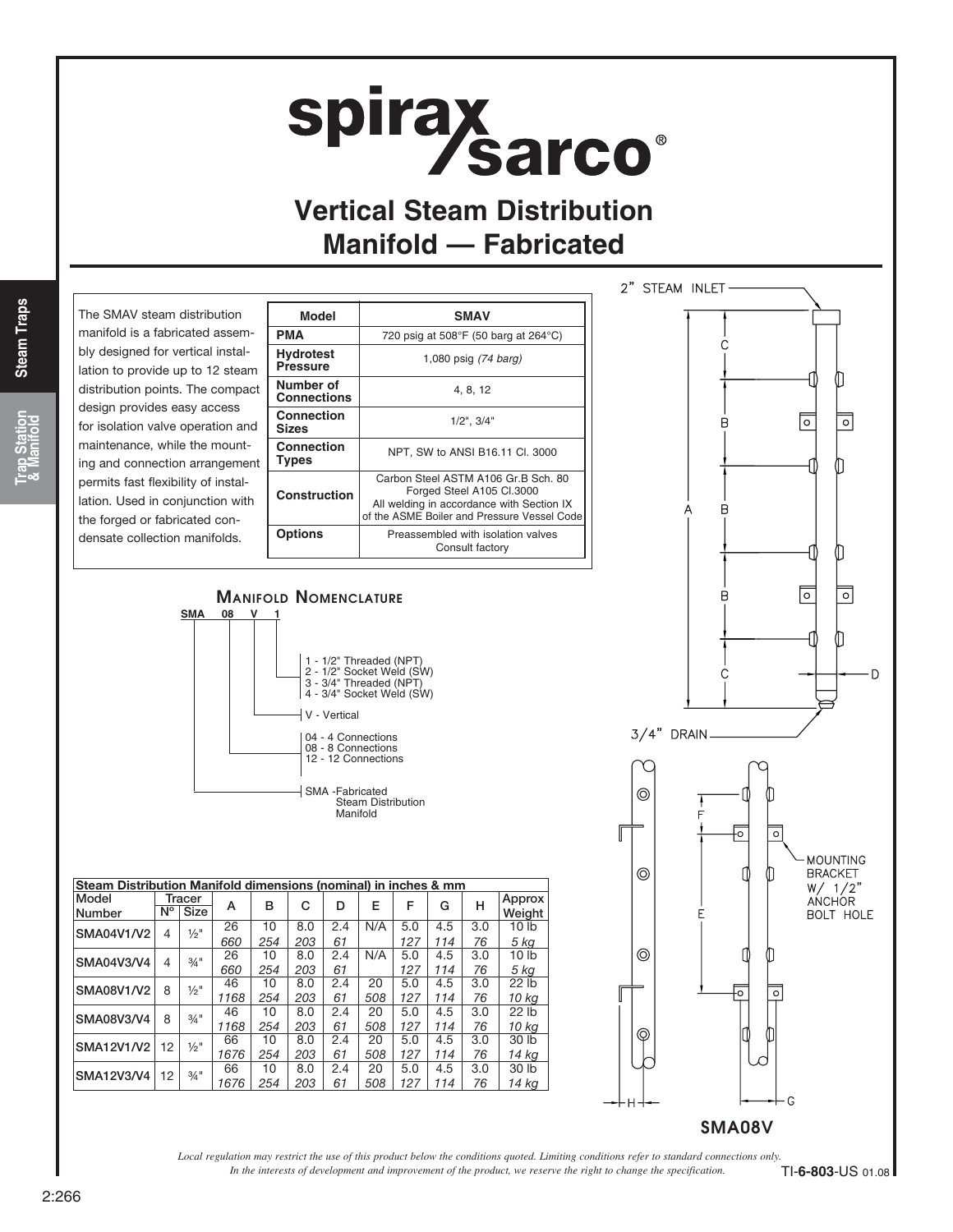# Vertical Steam Distribution Manifold — Fabricated

The SMAV steam distribution manifold is a fabricated assembly designed for vertical installation to provide up to 12 steam distribution points. The compact design provides easy access for isolation valve operation and maintenance, while the mounting and connection arrangement permits fast flexibility of installation. Used in conjunction with the forged or fabricated condensate collection manifolds.

| Model | SMAV |
|---|---|
| PMA | 720 psig at 508°F (50 barg at 264°C) |
| Hydrotest Pressure | 1,080 psig *(74 barg)* |
| Number of Connections | 4, 8, 12 |
| Connection Sizes | 1/2", 3/4" |
| Connection Types | NPT, SW to ANSI B16.11 Cl. 3000 |
| Construction | Carbon Steel ASTM A106 Gr.B Sch. 80<br>Forged Steel A105 Cl.3000<br>All welding in accordance with Section IX of the ASME Boiler and Pressure Vessel Code |
| Options | Preassembled with isolation valves<br>Consult factory |

## Manifold Nomenclature

SMA 08 V 1

- 1 - 1/2" Threaded (NPT)
- 2 - 1/2" Socket Weld (SW)
- 3 - 3/4" Threaded (NPT)
- 4 - 3/4" Socket Weld (SW)

V - Vertical

- 04 - 4 Connections
- 08 - 8 Connections
- 12 - 12 Connections

SMA - Fabricated Steam Distribution Manifold

2" STEAM INLET

3/4" DRAIN

MOUNTING BRACKET W/ 1/2" ANCHOR BOLT HOLE

SMA08V

**Steam Distribution Manifold dimensions (nominal) in inches & mm**

| Model Number | Tracer Nº | Tracer Size | A | B | C | D | E | F | G | H | Approx Weight |
|---|---|---|---|---|---|---|---|---|---|---|---|
| SMA04V1/V2 | 4 | ½" | 26<br>*660* | 10<br>*254* | 8.0<br>*203* | 2.4<br>*61* | N/A | 5.0<br>*127* | 4.5<br>*114* | 3.0<br>*76* | 10 lb<br>*5 kg* |
| SMA04V3/V4 | 4 | ¾" | 26<br>*660* | 10<br>*254* | 8.0<br>*203* | 2.4<br>*61* | N/A | 5.0<br>*127* | 4.5<br>*114* | 3.0<br>*76* | 10 lb<br>*5 kg* |
| SMA08V1/V2 | 8 | ½" | 46<br>*1168* | 10<br>*254* | 8.0<br>*203* | 2.4<br>*61* | 20<br>*508* | 5.0<br>*127* | 4.5<br>*114* | 3.0<br>*76* | 22 lb<br>*10 kg* |
| SMA08V3/V4 | 8 | ¾" | 46<br>*1168* | 10<br>*254* | 8.0<br>*203* | 2.4<br>*61* | 20<br>*508* | 5.0<br>*127* | 4.5<br>*114* | 3.0<br>*76* | 22 lb<br>*10 kg* |
| SMA12V1/V2 | 12 | ½" | 66<br>*1676* | 10<br>*254* | 8.0<br>*203* | 2.4<br>*61* | 20<br>*508* | 5.0<br>*127* | 4.5<br>*114* | 3.0<br>*76* | 30 lb<br>*14 kg* |
| SMA12V3/V4 | 12 | ¾" | 66<br>*1676* | 10<br>*254* | 8.0<br>*203* | 2.4<br>*61* | 20<br>*508* | 5.0<br>*127* | 4.5<br>*114* | 3.0<br>*76* | 30 lb<br>*14 kg* |

*Local regulation may restrict the use of this product below the conditions quoted. Limiting conditions refer to standard connections only. In the interests of development and improvement of the product, we reserve the right to change the specification.*

TI-6-803-US 01.08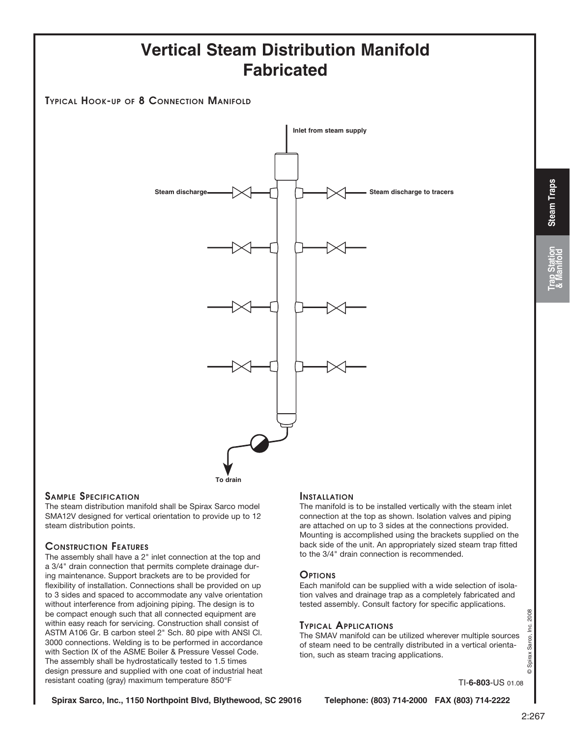# Vertical Steam Distribution Manifold Fabricated

## Typical Hook-up of 8 Connection Manifold

Inlet from steam supply

Steam discharge

Steam discharge to tracers

To drain

## Sample Specification

The steam distribution manifold shall be Spirax Sarco model SMA12V designed for vertical orientation to provide up to 12 steam distribution points.

## Construction Features

The assembly shall have a 2" inlet connection at the top and a 3/4" drain connection that permits complete drainage during maintenance. Support brackets are to be provided for flexibility of installation. Connections shall be provided on up to 3 sides and spaced to accommodate any valve orientation without interference from adjoining piping. The design is to be compact enough such that all connected equipment are within easy reach for servicing. Construction shall consist of ASTM A106 Gr. B carbon steel 2" Sch. 80 pipe with ANSI Cl. 3000 connections. Welding is to be performed in accordance with Section IX of the ASME Boiler & Pressure Vessel Code. The assembly shall be hydrostatically tested to 1.5 times design pressure and supplied with one coat of industrial heat resistant coating (gray) maximum temperature 850°F

## Installation

The manifold is to be installed vertically with the steam inlet connection at the top as shown. Isolation valves and piping are attached on up to 3 sides at the connections provided. Mounting is accomplished using the brackets supplied on the back side of the unit. An appropriately sized steam trap fitted to the 3/4" drain connection is recommended.

## Options

Each manifold can be supplied with a wide selection of isolation valves and drainage trap as a completely fabricated and tested assembly. Consult factory for specific applications.

## Typical Applications

The SMAV manifold can be utilized wherever multiple sources of steam need to be centrally distributed in a vertical orientation, such as steam tracing applications.

© Spirax Sarco, Inc. 2008

TI-**6-803**-US 01.08

Spirax Sarco, Inc., 1150 Northpoint Blvd, Blythewood, SC 29016 Telephone: (803) 714-2000 FAX (803) 714-2222